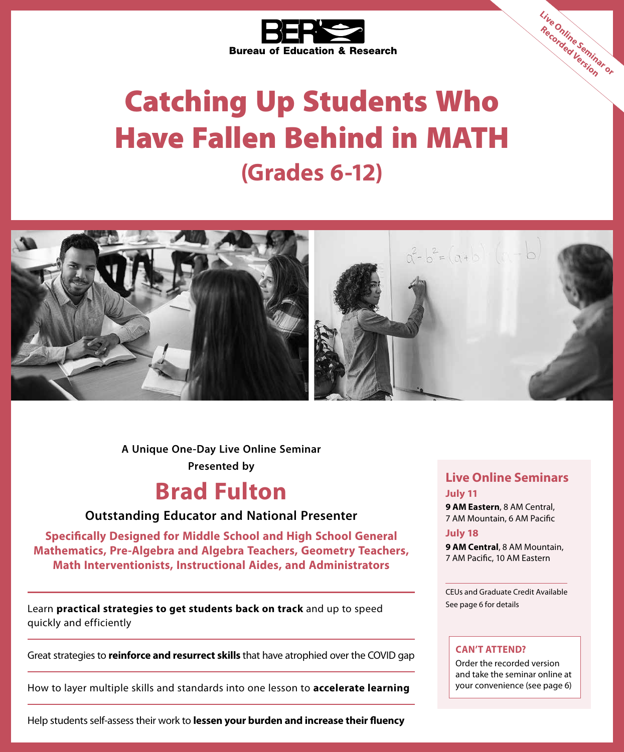**Bureau of Education & Research**

Live Online Seminar or Recorded Version

# Catching Up Students Who Have Fallen Behind in MATH

## (Grades 6-12)

A Unique One-Day Live Online Seminar
Presented by

## Brad Fulton

**Outstanding Educator and National Presenter**

**Specifically Designed for Middle School and High School General Mathematics, Pre-Algebra and Algebra Teachers, Geometry Teachers, Math Interventionists, Instructional Aides, and Administrators**

- Learn **practical strategies to get students back on track** and up to speed quickly and efficiently
- Great strategies to **reinforce and resurrect skills** that have atrophied over the COVID gap
- How to layer multiple skills and standards into one lesson to **accelerate learning**
- Help students self-assess their work to **lessen your burden and increase their fluency**

### Live Online Seminars

**July 11**
**9 AM Eastern**, 8 AM Central, 7 AM Mountain, 6 AM Pacific

**July 18**
**9 AM Central**, 8 AM Mountain, 7 AM Pacific, 10 AM Eastern

CEUs and Graduate Credit Available
See page 6 for details

**CAN'T ATTEND?**
Order the recorded version and take the seminar online at your convenience (see page 6)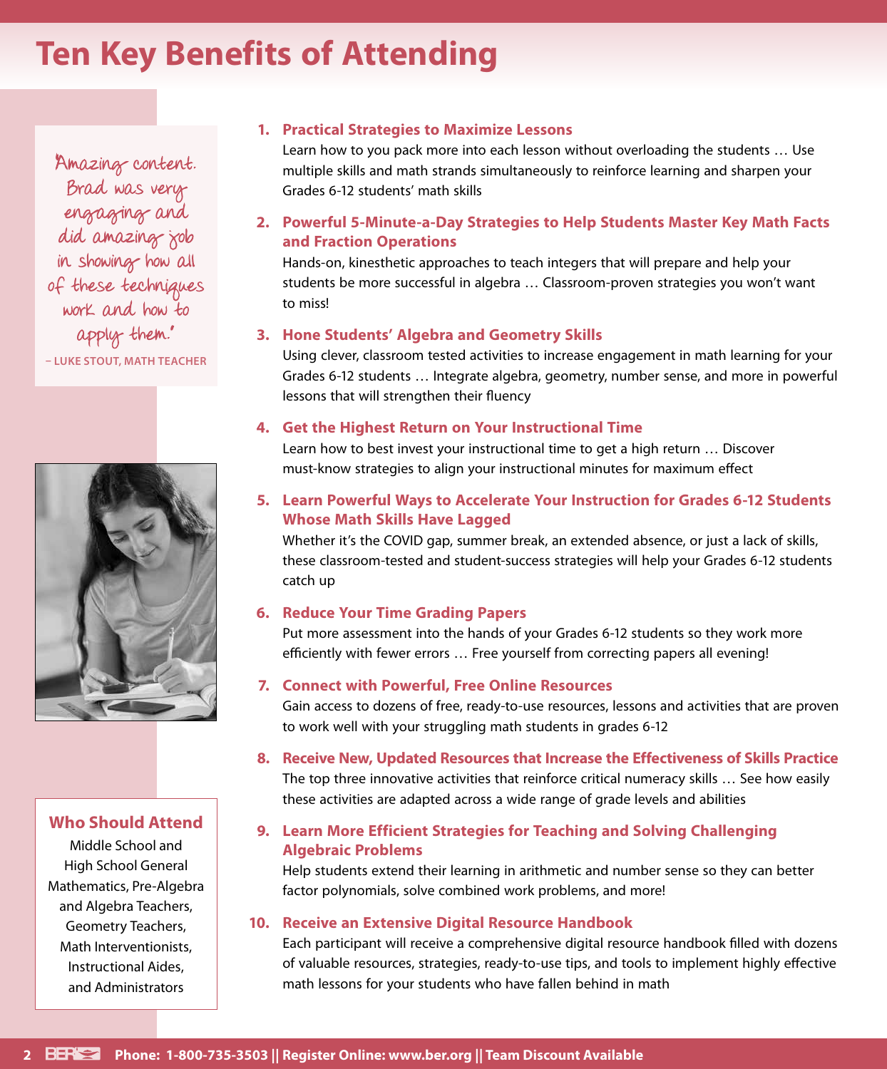# Ten Key Benefits of Attending

"Amazing content. Brad was very engaging and did amazing job in showing how all of these techniques work and how to apply them."

– LUKE STOUT, MATH TEACHER

### Who Should Attend

Middle School and High School General Mathematics, Pre-Algebra and Algebra Teachers, Geometry Teachers, Math Interventionists, Instructional Aides, and Administrators

1. **Practical Strategies to Maximize Lessons**
   Learn how to you pack more into each lesson without overloading the students … Use multiple skills and math strands simultaneously to reinforce learning and sharpen your Grades 6-12 students' math skills

2. **Powerful 5-Minute-a-Day Strategies to Help Students Master Key Math Facts and Fraction Operations**
   Hands-on, kinesthetic approaches to teach integers that will prepare and help your students be more successful in algebra … Classroom-proven strategies you won't want to miss!

3. **Hone Students' Algebra and Geometry Skills**
   Using clever, classroom tested activities to increase engagement in math learning for your Grades 6-12 students … Integrate algebra, geometry, number sense, and more in powerful lessons that will strengthen their fluency

4. **Get the Highest Return on Your Instructional Time**
   Learn how to best invest your instructional time to get a high return … Discover must-know strategies to align your instructional minutes for maximum effect

5. **Learn Powerful Ways to Accelerate Your Instruction for Grades 6-12 Students Whose Math Skills Have Lagged**
   Whether it's the COVID gap, summer break, an extended absence, or just a lack of skills, these classroom-tested and student-success strategies will help your Grades 6-12 students catch up

6. **Reduce Your Time Grading Papers**
   Put more assessment into the hands of your Grades 6-12 students so they work more efficiently with fewer errors … Free yourself from correcting papers all evening!

7. **Connect with Powerful, Free Online Resources**
   Gain access to dozens of free, ready-to-use resources, lessons and activities that are proven to work well with your struggling math students in grades 6-12

8. **Receive New, Updated Resources that Increase the Effectiveness of Skills Practice**
   The top three innovative activities that reinforce critical numeracy skills … See how easily these activities are adapted across a wide range of grade levels and abilities

9. **Learn More Efficient Strategies for Teaching and Solving Challenging Algebraic Problems**
   Help students extend their learning in arithmetic and number sense so they can better factor polynomials, solve combined work problems, and more!

10. **Receive an Extensive Digital Resource Handbook**
    Each participant will receive a comprehensive digital resource handbook filled with dozens of valuable resources, strategies, ready-to-use tips, and tools to implement highly effective math lessons for your students who have fallen behind in math

Phone: 1-800-735-3503 || Register Online: www.ber.org || Team Discount Available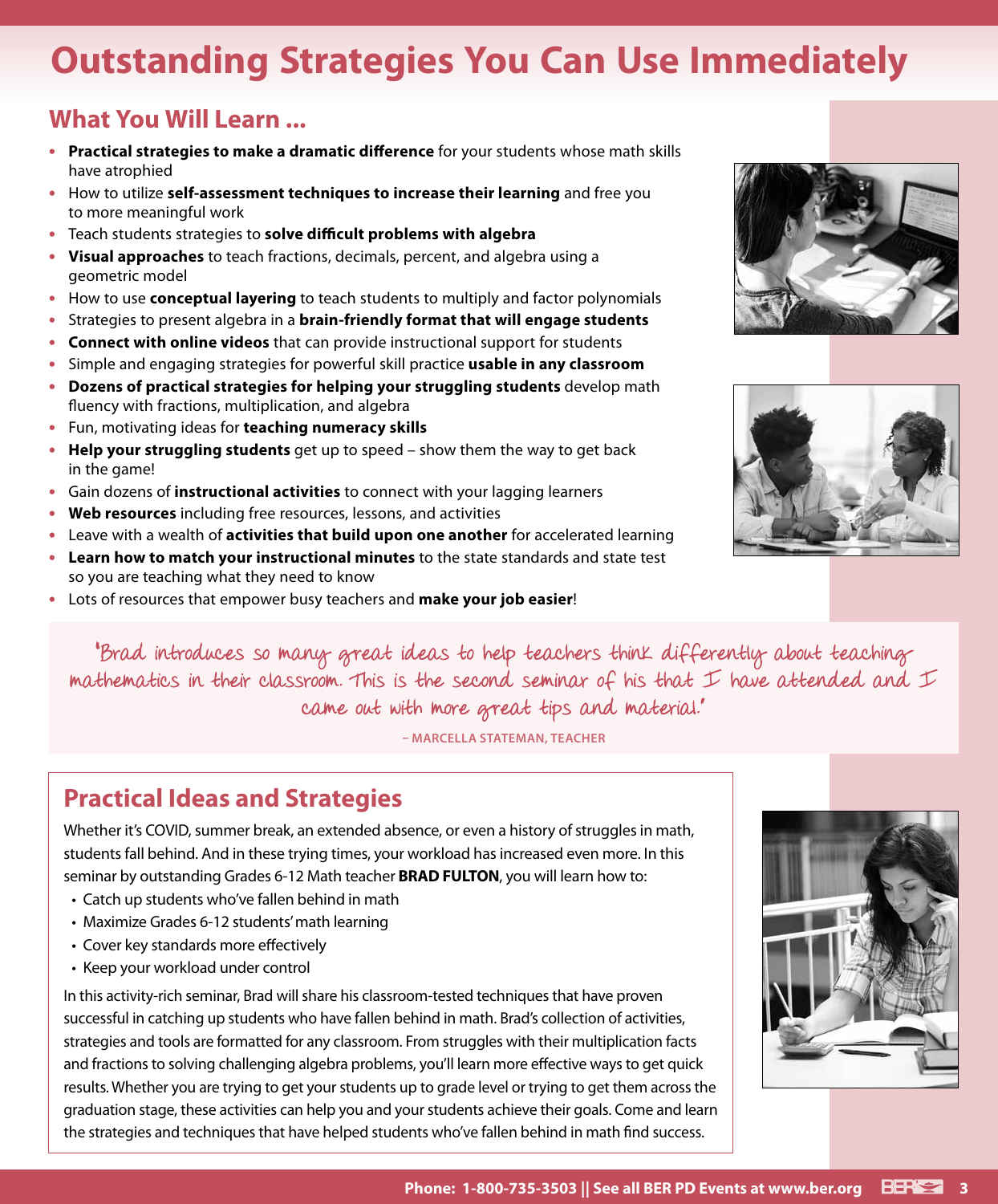# Outstanding Strategies You Can Use Immediately

## What You Will Learn ...

- **Practical strategies to make a dramatic difference** for your students whose math skills have atrophied
- How to utilize **self-assessment techniques to increase their learning** and free you to more meaningful work
- Teach students strategies to **solve difficult problems with algebra**
- **Visual approaches** to teach fractions, decimals, percent, and algebra using a geometric model
- How to use **conceptual layering** to teach students to multiply and factor polynomials
- Strategies to present algebra in a **brain-friendly format that will engage students**
- **Connect with online videos** that can provide instructional support for students
- Simple and engaging strategies for powerful skill practice **usable in any classroom**
- **Dozens of practical strategies for helping your struggling students** develop math fluency with fractions, multiplication, and algebra
- Fun, motivating ideas for **teaching numeracy skills**
- **Help your struggling students** get up to speed – show them the way to get back in the game!
- Gain dozens of **instructional activities** to connect with your lagging learners
- **Web resources** including free resources, lessons, and activities
- Leave with a wealth of **activities that build upon one another** for accelerated learning
- **Learn how to match your instructional minutes** to the state standards and state test so you are teaching what they need to know
- Lots of resources that empower busy teachers and **make your job easier**!

"Brad introduces so many great ideas to help teachers think differently about teaching mathematics in their classroom. This is the second seminar of his that I have attended and I came out with more great tips and material."

– MARCELLA STATEMAN, TEACHER

## Practical Ideas and Strategies

Whether it's COVID, summer break, an extended absence, or even a history of struggles in math, students fall behind. And in these trying times, your workload has increased even more. In this seminar by outstanding Grades 6-12 Math teacher **BRAD FULTON**, you will learn how to:

- Catch up students who've fallen behind in math
- Maximize Grades 6-12 students' math learning
- Cover key standards more effectively
- Keep your workload under control

In this activity-rich seminar, Brad will share his classroom-tested techniques that have proven successful in catching up students who have fallen behind in math. Brad's collection of activities, strategies and tools are formatted for any classroom. From struggles with their multiplication facts and fractions to solving challenging algebra problems, you'll learn more effective ways to get quick results. Whether you are trying to get your students up to grade level or trying to get them across the graduation stage, these activities can help you and your students achieve their goals. Come and learn the strategies and techniques that have helped students who've fallen behind in math find success.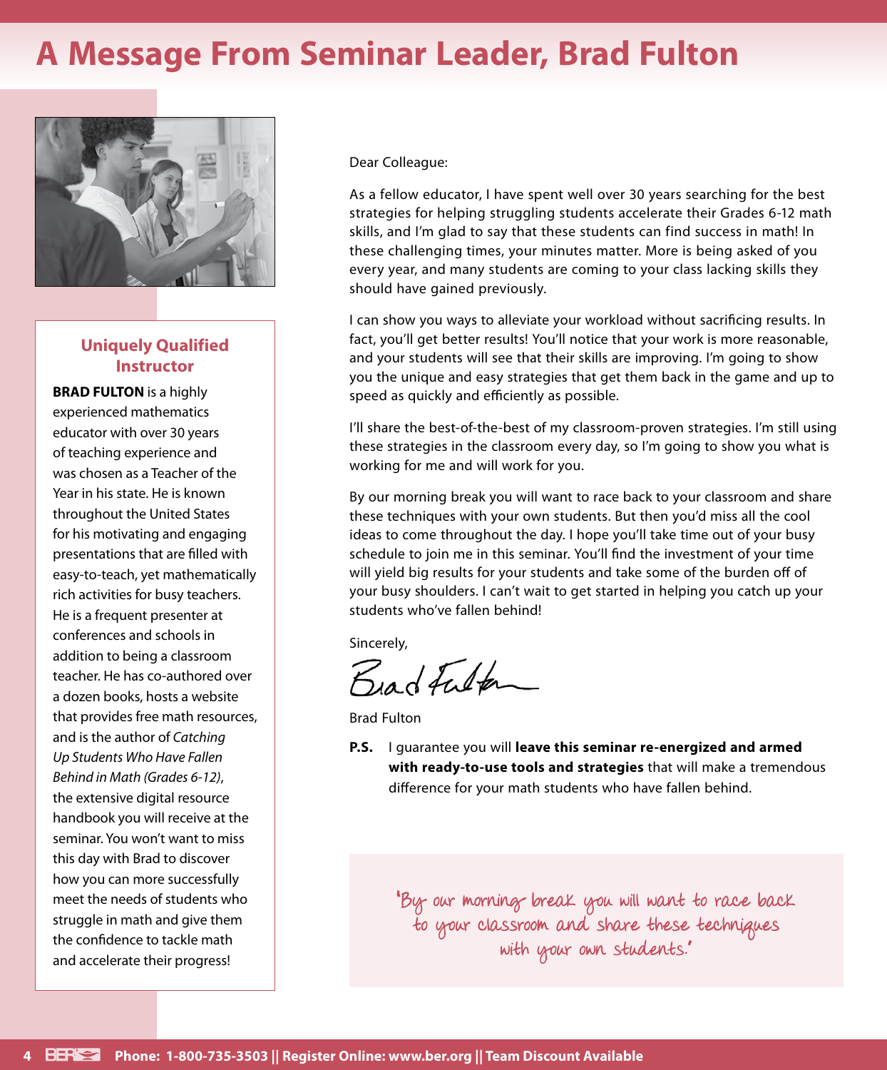# A Message From Seminar Leader, Brad Fulton

### Uniquely Qualified Instructor

**BRAD FULTON** is a highly experienced mathematics educator with over 30 years of teaching experience and was chosen as a Teacher of the Year in his state. He is known throughout the United States for his motivating and engaging presentations that are filled with easy-to-teach, yet mathematically rich activities for busy teachers. He is a frequent presenter at conferences and schools in addition to being a classroom teacher. He has co-authored over a dozen books, hosts a website that provides free math resources, and is the author of *Catching Up Students Who Have Fallen Behind in Math (Grades 6-12)*, the extensive digital resource handbook you will receive at the seminar. You won't want to miss this day with Brad to discover how you can more successfully meet the needs of students who struggle in math and give them the confidence to tackle math and accelerate their progress!

Dear Colleague:

As a fellow educator, I have spent well over 30 years searching for the best strategies for helping struggling students accelerate their Grades 6-12 math skills, and I'm glad to say that these students can find success in math! In these challenging times, your minutes matter. More is being asked of you every year, and many students are coming to your class lacking skills they should have gained previously.

I can show you ways to alleviate your workload without sacrificing results. In fact, you'll get better results! You'll notice that your work is more reasonable, and your students will see that their skills are improving. I'm going to show you the unique and easy strategies that get them back in the game and up to speed as quickly and efficiently as possible.

I'll share the best-of-the-best of my classroom-proven strategies. I'm still using these strategies in the classroom every day, so I'm going to show you what is working for me and will work for you.

By our morning break you will want to race back to your classroom and share these techniques with your own students. But then you'd miss all the cool ideas to come throughout the day. I hope you'll take time out of your busy schedule to join me in this seminar. You'll find the investment of your time will yield big results for your students and take some of the burden off of your busy shoulders. I can't wait to get started in helping you catch up your students who've fallen behind!

Sincerely,

Brad Fulton

Brad Fulton

**P.S.** I guarantee you will **leave this seminar re-energized and armed with ready-to-use tools and strategies** that will make a tremendous difference for your math students who have fallen behind.

"By our morning break you will want to race back to your classroom and share these techniques with your own students."

Phone: 1-800-735-3503 || Register Online: www.ber.org || Team Discount Available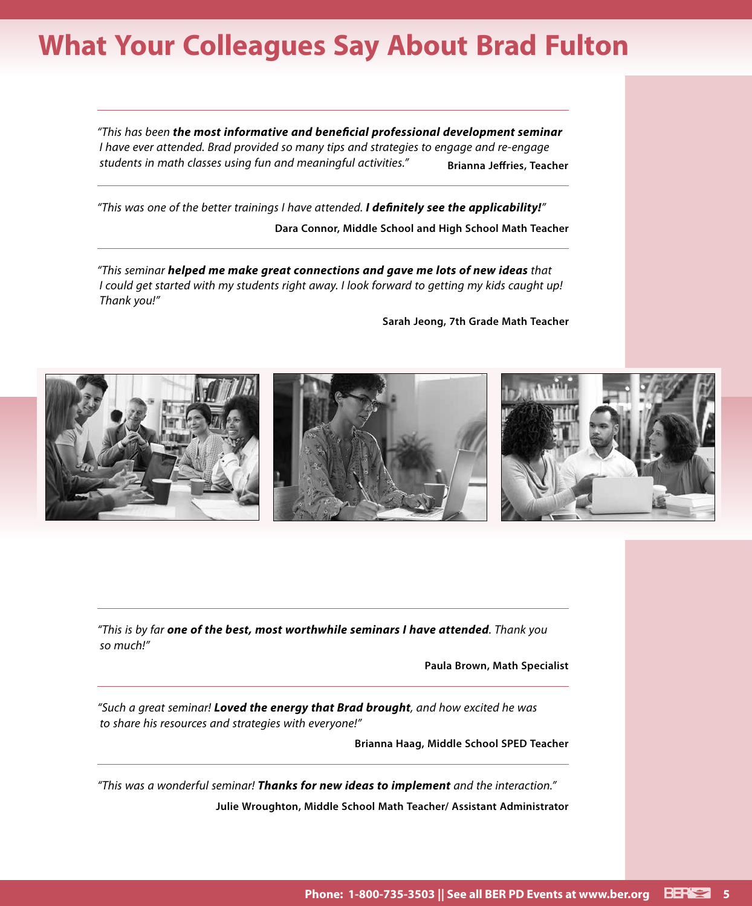# What Your Colleagues Say About Brad Fulton

---

*"This has been **the most informative and beneficial professional development seminar** I have ever attended. Brad provided so many tips and strategies to engage and re-engage students in math classes using fun and meaningful activities."*

**Brianna Jeffries, Teacher**

---

*"This was one of the better trainings I have attended. **I definitely see the applicability!**"*

**Dara Connor, Middle School and High School Math Teacher**

---

*"This seminar **helped me make great connections and gave me lots of new ideas** that I could get started with my students right away. I look forward to getting my kids caught up! Thank you!"*

**Sarah Jeong, 7th Grade Math Teacher**

---

*"This is by far **one of the best, most worthwhile seminars I have attended**. Thank you so much!"*

**Paula Brown, Math Specialist**

---

*"Such a great seminar! **Loved the energy that Brad brought**, and how excited he was to share his resources and strategies with everyone!"*

**Brianna Haag, Middle School SPED Teacher**

---

*"This was a wonderful seminar! **Thanks for new ideas to implement** and the interaction."*

**Julie Wroughton, Middle School Math Teacher/ Assistant Administrator**

**Phone: 1-800-735-3503 || See all BER PD Events at www.ber.org**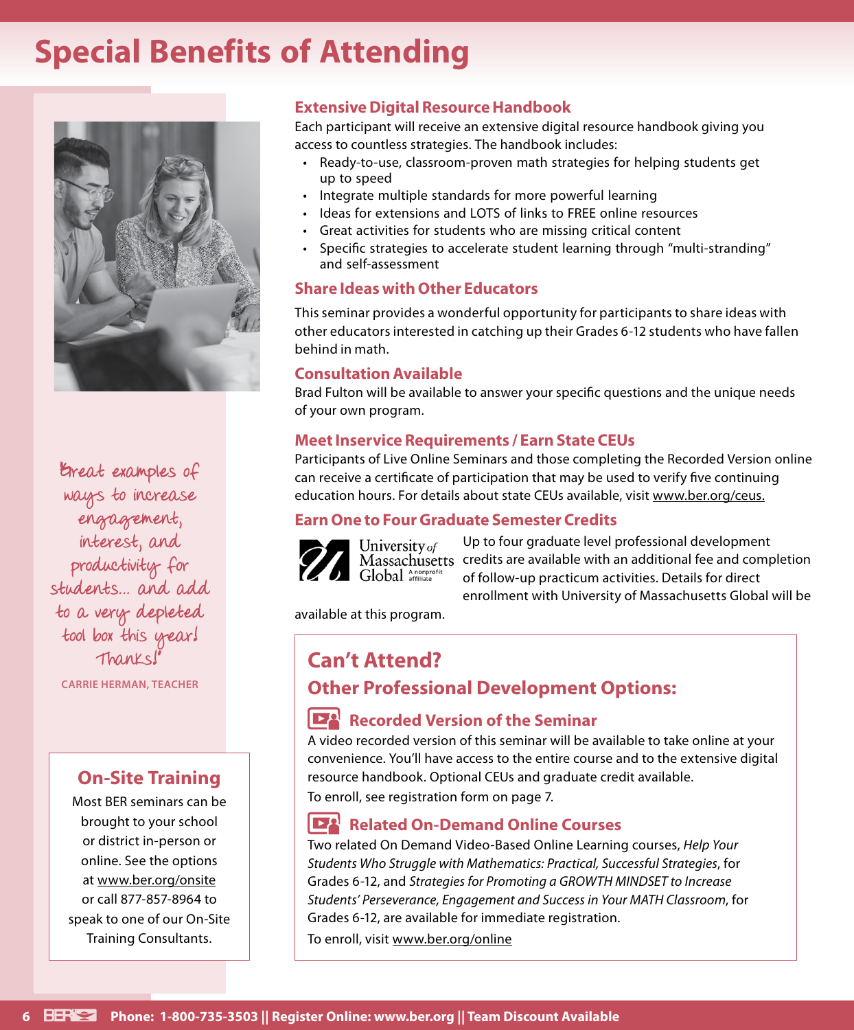# Special Benefits of Attending

"Great examples of ways to increase engagement, interest, and productivity for students… and add to a very depleted tool box this year! Thanks!"

CARRIE HERMAN, TEACHER

## On-Site Training

Most BER seminars can be brought to your school or district in-person or online. See the options at www.ber.org/onsite or call 877-857-8964 to speak to one of our On-Site Training Consultants.

### Extensive Digital Resource Handbook

Each participant will receive an extensive digital resource handbook giving you access to countless strategies. The handbook includes:

- Ready-to-use, classroom-proven math strategies for helping students get up to speed
- Integrate multiple standards for more powerful learning
- Ideas for extensions and LOTS of links to FREE online resources
- Great activities for students who are missing critical content
- Specific strategies to accelerate student learning through "multi-stranding" and self-assessment

### Share Ideas with Other Educators

This seminar provides a wonderful opportunity for participants to share ideas with other educators interested in catching up their Grades 6-12 students who have fallen behind in math.

### Consultation Available

Brad Fulton will be available to answer your specific questions and the unique needs of your own program.

### Meet Inservice Requirements / Earn State CEUs

Participants of Live Online Seminars and those completing the Recorded Version online can receive a certificate of participation that may be used to verify five continuing education hours. For details about state CEUs available, visit www.ber.org/ceus.

### Earn One to Four Graduate Semester Credits

University of Massachusetts Global A nonprofit affiliate

Up to four graduate level professional development credits are available with an additional fee and completion of follow-up practicum activities. Details for direct enrollment with University of Massachusetts Global will be available at this program.

## Can't Attend?

## Other Professional Development Options:

### Recorded Version of the Seminar

A video recorded version of this seminar will be available to take online at your convenience. You'll have access to the entire course and to the extensive digital resource handbook. Optional CEUs and graduate credit available.

To enroll, see registration form on page 7.

### Related On-Demand Online Courses

Two related On Demand Video-Based Online Learning courses, *Help Your Students Who Struggle with Mathematics: Practical, Successful Strategies*, for Grades 6-12, and *Strategies for Promoting a GROWTH MINDSET to Increase Students' Perseverance, Engagement and Success in Your MATH Classroom*, for Grades 6-12, are available for immediate registration.

To enroll, visit www.ber.org/online

Phone: 1-800-735-3503 || Register Online: www.ber.org || Team Discount Available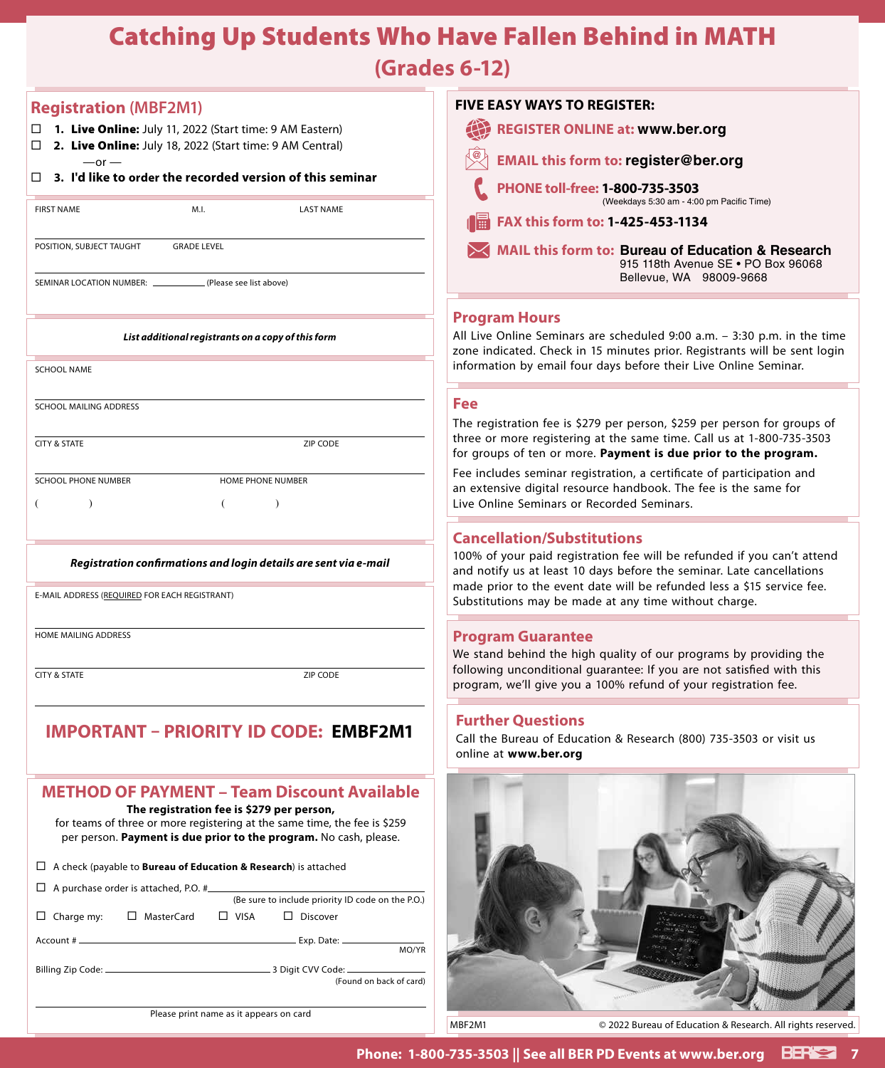# Catching Up Students Who Have Fallen Behind in MATH
## (Grades 6-12)

## Registration (MBF2M1)

☐ **1. Live Online:** July 11, 2022 (Start time: 9 AM Eastern)
☐ **2. Live Online:** July 18, 2022 (Start time: 9 AM Central)
—or —
☐ **3. I'd like to order the recorded version of this seminar**

FIRST NAME M.I. LAST NAME

POSITION, SUBJECT TAUGHT GRADE LEVEL

SEMINAR LOCATION NUMBER: __________ (Please see list above)

***List additional registrants on a copy of this form***

SCHOOL NAME

SCHOOL MAILING ADDRESS

CITY & STATE ZIP CODE

SCHOOL PHONE NUMBER HOME PHONE NUMBER
( ) ( )

***Registration confirmations and login details are sent via e-mail***

E-MAIL ADDRESS (REQUIRED FOR EACH REGISTRANT)

HOME MAILING ADDRESS

CITY & STATE ZIP CODE

## IMPORTANT – PRIORITY ID CODE: EMBF2M1

## METHOD OF PAYMENT – Team Discount Available

**The registration fee is $279 per person,** for teams of three or more registering at the same time, the fee is $259 per person. **Payment is due prior to the program.** No cash, please.

☐ A check (payable to **Bureau of Education & Research**) is attached

☐ A purchase order is attached, P.O. # __________
(Be sure to include priority ID code on the P.O.)

☐ Charge my: ☐ MasterCard ☐ VISA ☐ Discover

Account # __________ Exp. Date: __________ MO/YR

Billing Zip Code: __________ 3 Digit CVV Code: __________ (Found on back of card)

Please print name as it appears on card

## FIVE EASY WAYS TO REGISTER:

- **REGISTER ONLINE at: www.ber.org**
- **EMAIL this form to: register@ber.org**
- **PHONE toll-free: 1-800-735-3503** (Weekdays 5:30 am - 4:00 pm Pacific Time)
- **FAX this form to: 1-425-453-1134**
- **MAIL this form to: Bureau of Education & Research**
  915 118th Avenue SE • PO Box 96068
  Bellevue, WA 98009-9668

## Program Hours

All Live Online Seminars are scheduled 9:00 a.m. – 3:30 p.m. in the time zone indicated. Check in 15 minutes prior. Registrants will be sent login information by email four days before their Live Online Seminar.

## Fee

The registration fee is $279 per person, $259 per person for groups of three or more registering at the same time. Call us at 1-800-735-3503 for groups of ten or more. **Payment is due prior to the program.**

Fee includes seminar registration, a certificate of participation and an extensive digital resource handbook. The fee is the same for Live Online Seminars or Recorded Seminars.

## Cancellation/Substitutions

100% of your paid registration fee will be refunded if you can't attend and notify us at least 10 days before the seminar. Late cancellations made prior to the event date will be refunded less a $15 service fee. Substitutions may be made at any time without charge.

## Program Guarantee

We stand behind the high quality of our programs by providing the following unconditional guarantee: If you are not satisfied with this program, we'll give you a 100% refund of your registration fee.

## Further Questions

Call the Bureau of Education & Research (800) 735-3503 or visit us online at **www.ber.org**

MBF2M1 © 2022 Bureau of Education & Research. All rights reserved.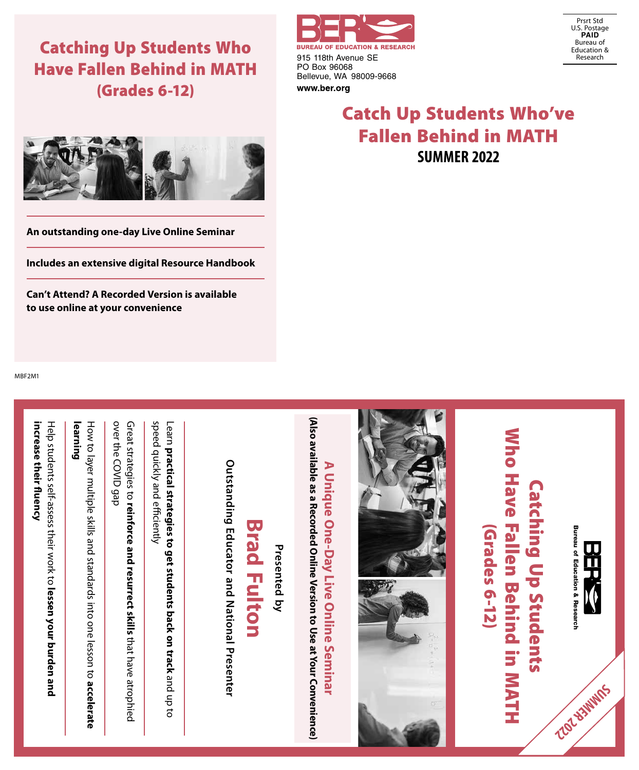# Catching Up Students Who Have Fallen Behind in MATH (Grades 6-12)

**An outstanding one-day Live Online Seminar**

**Includes an extensive digital Resource Handbook**

**Can't Attend? A Recorded Version is available to use online at your convenience**

MBF2M1

BER
BUREAU OF EDUCATION & RESEARCH
915 118th Avenue SE
PO Box 96068
Bellevue, WA 98009-9668
**www.ber.org**

Prsrt Std
U.S. Postage
**PAID**
Bureau of
Education &
Research

## Catch Up Students Who've Fallen Behind in MATH
**SUMMER 2022**

---

Bureau of Education & Research

# Catching Up Students Who Have Fallen Behind in MATH (Grades 6-12)

SUMMER 2022

## A Unique One-Day Live Online Seminar

**(Also available as a Recorded Online Version to Use at Your Convenience)**

Presented by

## Brad Fulton

**Outstanding Educator and National Presenter**

Learn **practical strategies to get students back on track** and up to speed quickly and efficiently

Great strategies to **reinforce and resurrect skills** that have atrophied over the COVID gap

How to layer multiple skills and standards into one lesson to **accelerate learning**

Help students self-assess their work to **lessen your burden and increase their fluency**